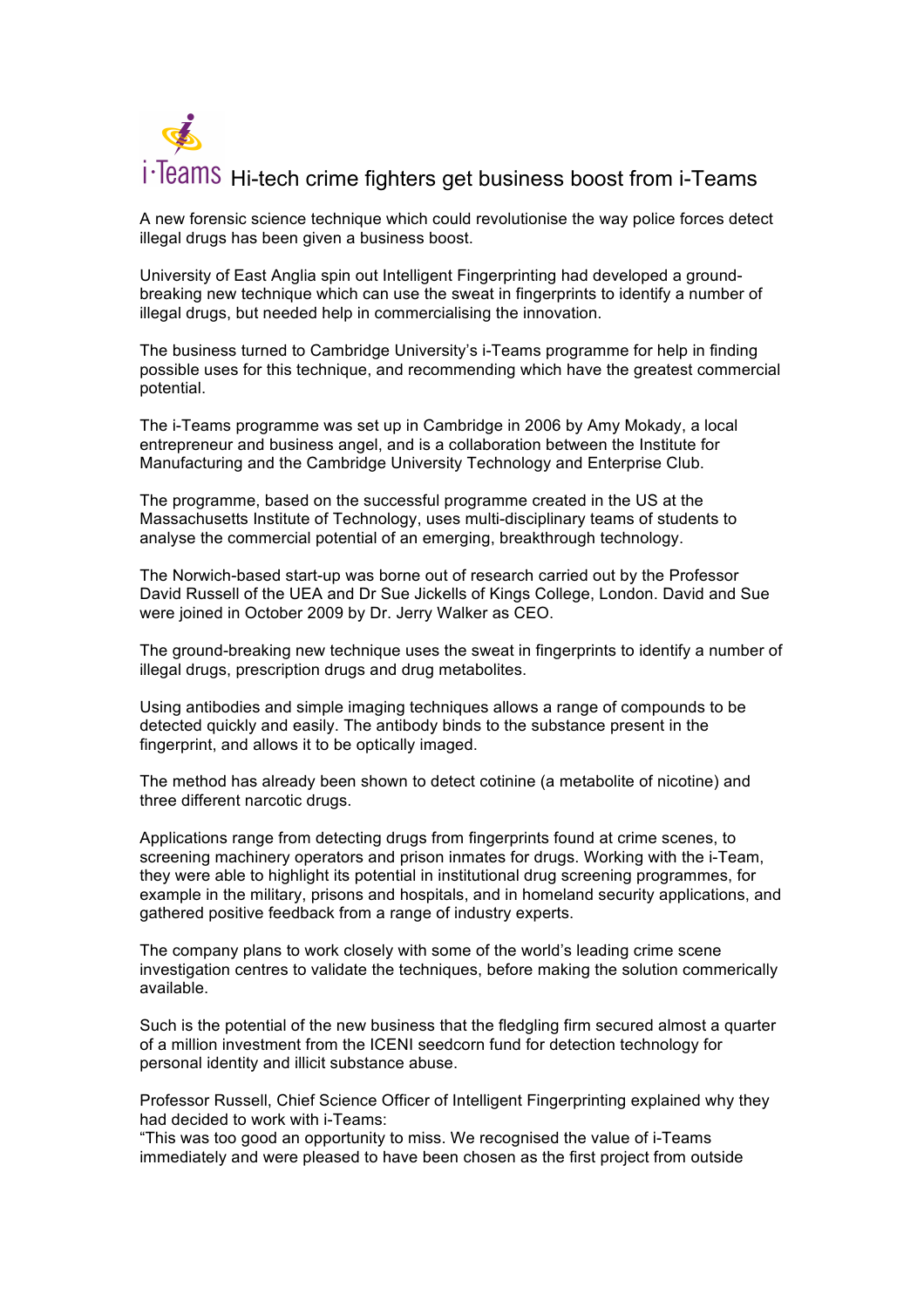# i·Teams Hi-tech crime fighters get business boost from i-Teams

A new forensic science technique which could revolutionise the way police forces detect illegal drugs has been given a business boost.

University of East Anglia spin out Intelligent Fingerprinting had developed a ground-breaking new technique which can use the sweat in fingerprints to identify a number of illegal drugs, but needed help in commercialising the innovation.

The business turned to Cambridge University's i-Teams programme for help in finding possible uses for this technique, and recommending which have the greatest commercial potential.

The i-Teams programme was set up in Cambridge in 2006 by Amy Mokady, a local entrepreneur and business angel, and is a collaboration between the Institute for Manufacturing and the Cambridge University Technology and Enterprise Club.

The programme, based on the successful programme created in the US at the Massachusetts Institute of Technology, uses multi-disciplinary teams of students to analyse the commercial potential of an emerging, breakthrough technology.

The Norwich-based start-up was borne out of research carried out by the Professor David Russell of the UEA and Dr Sue Jickells of Kings College, London. David and Sue were joined in October 2009 by Dr. Jerry Walker as CEO.

The ground-breaking new technique uses the sweat in fingerprints to identify a number of illegal drugs, prescription drugs and drug metabolites.

Using antibodies and simple imaging techniques allows a range of compounds to be detected quickly and easily. The antibody binds to the substance present in the fingerprint, and allows it to be optically imaged.

The method has already been shown to detect cotinine (a metabolite of nicotine) and three different narcotic drugs.

Applications range from detecting drugs from fingerprints found at crime scenes, to screening machinery operators and prison inmates for drugs. Working with the i-Team, they were able to highlight its potential in institutional drug screening programmes, for example in the military, prisons and hospitals, and in homeland security applications, and gathered positive feedback from a range of industry experts.

The company plans to work closely with some of the world's leading crime scene investigation centres to validate the techniques, before making the solution commerically available.

Such is the potential of the new business that the fledgling firm secured almost a quarter of a million investment from the ICENI seedcorn fund for detection technology for personal identity and illicit substance abuse.

Professor Russell, Chief Science Officer of Intelligent Fingerprinting explained why they had decided to work with i-Teams:
"This was too good an opportunity to miss. We recognised the value of i-Teams immediately and were pleased to have been chosen as the first project from outside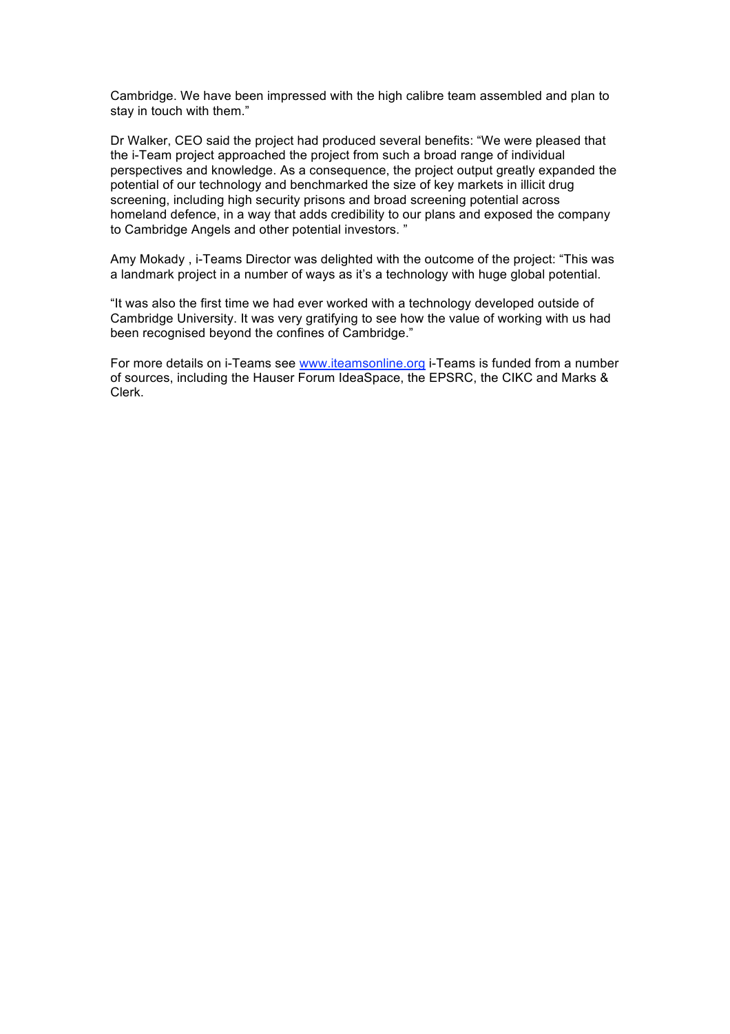Cambridge. We have been impressed with the high calibre team assembled and plan to stay in touch with them."

Dr Walker, CEO said the project had produced several benefits: "We were pleased that the i-Team project approached the project from such a broad range of individual perspectives and knowledge. As a consequence, the project output greatly expanded the potential of our technology and benchmarked the size of key markets in illicit drug screening, including high security prisons and broad screening potential across homeland defence, in a way that adds credibility to our plans and exposed the company to Cambridge Angels and other potential investors. "

Amy Mokady , i-Teams Director was delighted with the outcome of the project: "This was a landmark project in a number of ways as it's a technology with huge global potential.

"It was also the first time we had ever worked with a technology developed outside of Cambridge University. It was very gratifying to see how the value of working with us had been recognised beyond the confines of Cambridge."

For more details on i-Teams see [www.iteamsonline.org](http://www.iteamsonline.org) i-Teams is funded from a number of sources, including the Hauser Forum IdeaSpace, the EPSRC, the CIKC and Marks & Clerk.